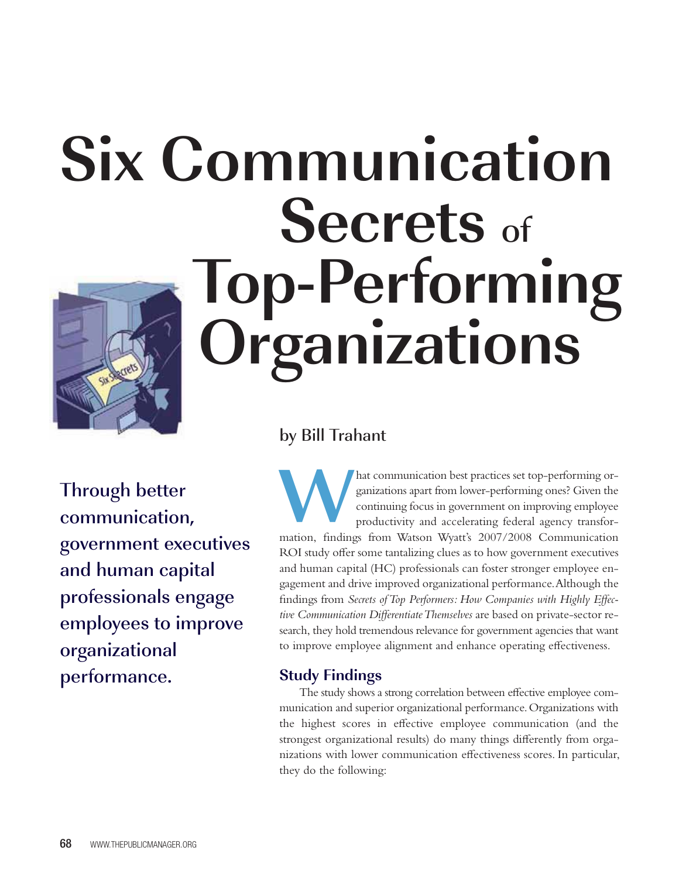# Six Communication Secrets of Top-Performing Organizations

by Bill Trahant

**Through better communication, government executives and human capital professionals engage employees to improve organizational performance.**

What communication best practices set top-performing organizations apart from lower-performing ones? Given the continuing focus in government on improving employee productivity and accelerating federal agency transformation, findings from Watson Wyatt's 2007/2008 Communication ROI study offer some tantalizing clues as to how government executives and human capital (HC) professionals can foster stronger employee engagement and drive improved organizational performance. Although the findings from *Secrets of Top Performers: How Companies with Highly Effective Communication Differentiate Themselves* are based on private-sector research, they hold tremendous relevance for government agencies that want to improve employee alignment and enhance operating effectiveness.

## Study Findings

The study shows a strong correlation between effective employee communication and superior organizational performance. Organizations with the highest scores in effective employee communication (and the strongest organizational results) do many things differently from organizations with lower communication effectiveness scores. In particular, they do the following: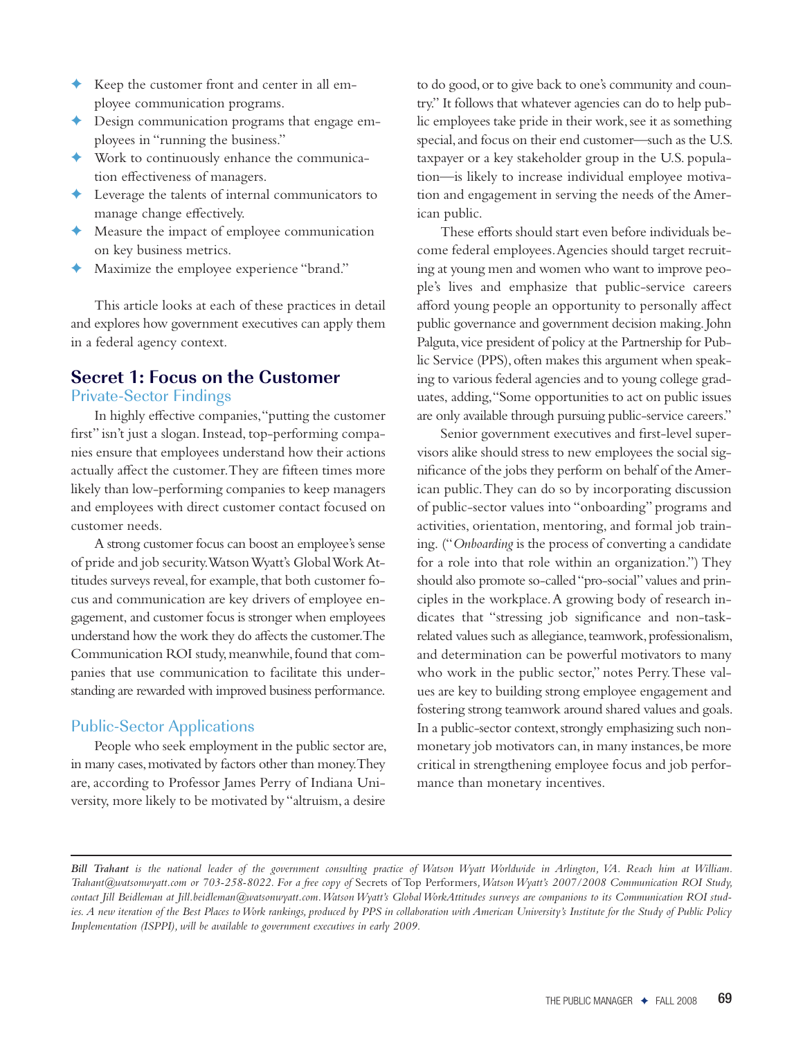- Keep the customer front and center in all employee communication programs.
- Design communication programs that engage employees in "running the business."
- Work to continuously enhance the communication effectiveness of managers.
- Leverage the talents of internal communicators to manage change effectively.
- Measure the impact of employee communication on key business metrics.
- Maximize the employee experience "brand."

This article looks at each of these practices in detail and explores how government executives can apply them in a federal agency context.

## Secret 1: Focus on the Customer

### Private-Sector Findings

In highly effective companies, "putting the customer first" isn't just a slogan. Instead, top-performing companies ensure that employees understand how their actions actually affect the customer. They are fifteen times more likely than low-performing companies to keep managers and employees with direct customer contact focused on customer needs.

A strong customer focus can boost an employee's sense of pride and job security. Watson Wyatt's Global Work Attitudes surveys reveal, for example, that both customer focus and communication are key drivers of employee engagement, and customer focus is stronger when employees understand how the work they do affects the customer. The Communication ROI study, meanwhile, found that companies that use communication to facilitate this understanding are rewarded with improved business performance.

### Public-Sector Applications

People who seek employment in the public sector are, in many cases, motivated by factors other than money. They are, according to Professor James Perry of Indiana University, more likely to be motivated by "altruism, a desire to do good, or to give back to one's community and country." It follows that whatever agencies can do to help public employees take pride in their work, see it as something special, and focus on their end customer—such as the U.S. taxpayer or a key stakeholder group in the U.S. population—is likely to increase individual employee motivation and engagement in serving the needs of the American public.

These efforts should start even before individuals become federal employees. Agencies should target recruiting at young men and women who want to improve people's lives and emphasize that public-service careers afford young people an opportunity to personally affect public governance and government decision making. John Palguta, vice president of policy at the Partnership for Public Service (PPS), often makes this argument when speaking to various federal agencies and to young college graduates, adding, "Some opportunities to act on public issues are only available through pursuing public-service careers."

Senior government executives and first-level supervisors alike should stress to new employees the social significance of the jobs they perform on behalf of the American public. They can do so by incorporating discussion of public-sector values into "onboarding" programs and activities, orientation, mentoring, and formal job training. ("*Onboarding* is the process of converting a candidate for a role into that role within an organization.") They should also promote so-called "pro-social" values and principles in the workplace. A growing body of research indicates that "stressing job significance and non-task-related values such as allegiance, teamwork, professionalism, and determination can be powerful motivators to many who work in the public sector," notes Perry. These values are key to building strong employee engagement and fostering strong teamwork around shared values and goals. In a public-sector context, strongly emphasizing such nonmonetary job motivators can, in many instances, be more critical in strengthening employee focus and job performance than monetary incentives.

---

*Bill Trahant is the national leader of the government consulting practice of Watson Wyatt Worldwide in Arlington, VA. Reach him at William.Trahant@watsonwyatt.com or 703-258-8022. For a free copy of* Secrets of Top Performers, *Watson Wyatt's 2007/2008 Communication ROI Study, contact Jill Beidleman at Jill.beidleman@watsonwyatt.com. Watson Wyatt's Global WorkAttitudes surveys are companions to its Communication ROI studies. A new iteration of the Best Places to Work rankings, produced by PPS in collaboration with American University's Institute for the Study of Public Policy Implementation (ISPPI), will be available to government executives in early 2009.*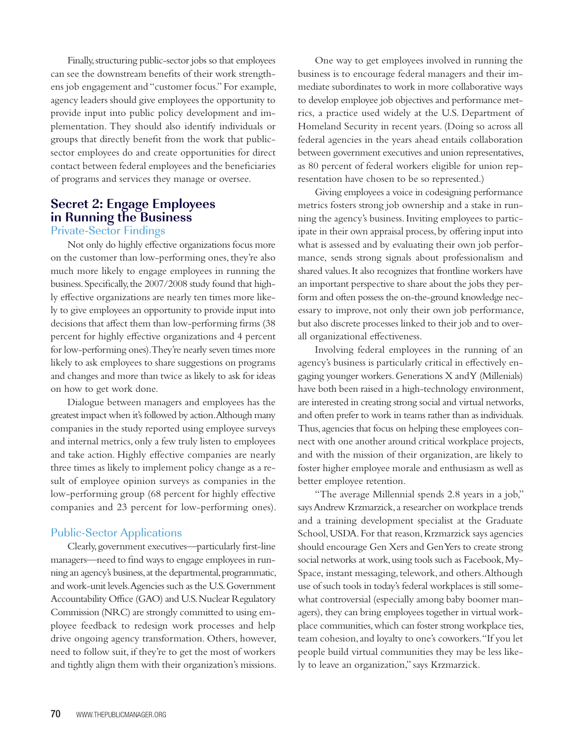Finally, structuring public-sector jobs so that employees can see the downstream benefits of their work strengthens job engagement and "customer focus." For example, agency leaders should give employees the opportunity to provide input into public policy development and implementation. They should also identify individuals or groups that directly benefit from the work that public-sector employees do and create opportunities for direct contact between federal employees and the beneficiaries of programs and services they manage or oversee.

## Secret 2: Engage Employees in Running the Business

### Private-Sector Findings

Not only do highly effective organizations focus more on the customer than low-performing ones, they're also much more likely to engage employees in running the business. Specifically, the 2007/2008 study found that highly effective organizations are nearly ten times more likely to give employees an opportunity to provide input into decisions that affect them than low-performing firms (38 percent for highly effective organizations and 4 percent for low-performing ones). They're nearly seven times more likely to ask employees to share suggestions on programs and changes and more than twice as likely to ask for ideas on how to get work done.

Dialogue between managers and employees has the greatest impact when it's followed by action. Although many companies in the study reported using employee surveys and internal metrics, only a few truly listen to employees and take action. Highly effective companies are nearly three times as likely to implement policy change as a result of employee opinion surveys as companies in the low-performing group (68 percent for highly effective companies and 23 percent for low-performing ones).

### Public-Sector Applications

Clearly, government executives—particularly first-line managers—need to find ways to engage employees in running an agency's business, at the departmental, programmatic, and work-unit levels. Agencies such as the U.S. Government Accountability Office (GAO) and U.S. Nuclear Regulatory Commission (NRC) are strongly committed to using employee feedback to redesign work processes and help drive ongoing agency transformation. Others, however, need to follow suit, if they're to get the most of workers and tightly align them with their organization's missions.

One way to get employees involved in running the business is to encourage federal managers and their immediate subordinates to work in more collaborative ways to develop employee job objectives and performance metrics, a practice used widely at the U.S. Department of Homeland Security in recent years. (Doing so across all federal agencies in the years ahead entails collaboration between government executives and union representatives, as 80 percent of federal workers eligible for union representation have chosen to be so represented.)

Giving employees a voice in codesigning performance metrics fosters strong job ownership and a stake in running the agency's business. Inviting employees to participate in their own appraisal process, by offering input into what is assessed and by evaluating their own job performance, sends strong signals about professionalism and shared values. It also recognizes that frontline workers have an important perspective to share about the jobs they perform and often possess the on-the-ground knowledge necessary to improve, not only their own job performance, but also discrete processes linked to their job and to overall organizational effectiveness.

Involving federal employees in the running of an agency's business is particularly critical in effectively engaging younger workers. Generations X and Y (Millenials) have both been raised in a high-technology environment, are interested in creating strong social and virtual networks, and often prefer to work in teams rather than as individuals. Thus, agencies that focus on helping these employees connect with one another around critical workplace projects, and with the mission of their organization, are likely to foster higher employee morale and enthusiasm as well as better employee retention.

"The average Millennial spends 2.8 years in a job," says Andrew Krzmarzick, a researcher on workplace trends and a training development specialist at the Graduate School, USDA. For that reason, Krzmarzick says agencies should encourage Gen Xers and Gen Yers to create strong social networks at work, using tools such as Facebook, MySpace, instant messaging, telework, and others. Although use of such tools in today's federal workplaces is still somewhat controversial (especially among baby boomer managers), they can bring employees together in virtual workplace communities, which can foster strong workplace ties, team cohesion, and loyalty to one's coworkers. "If you let people build virtual communities they may be less likely to leave an organization," says Krzmarzick.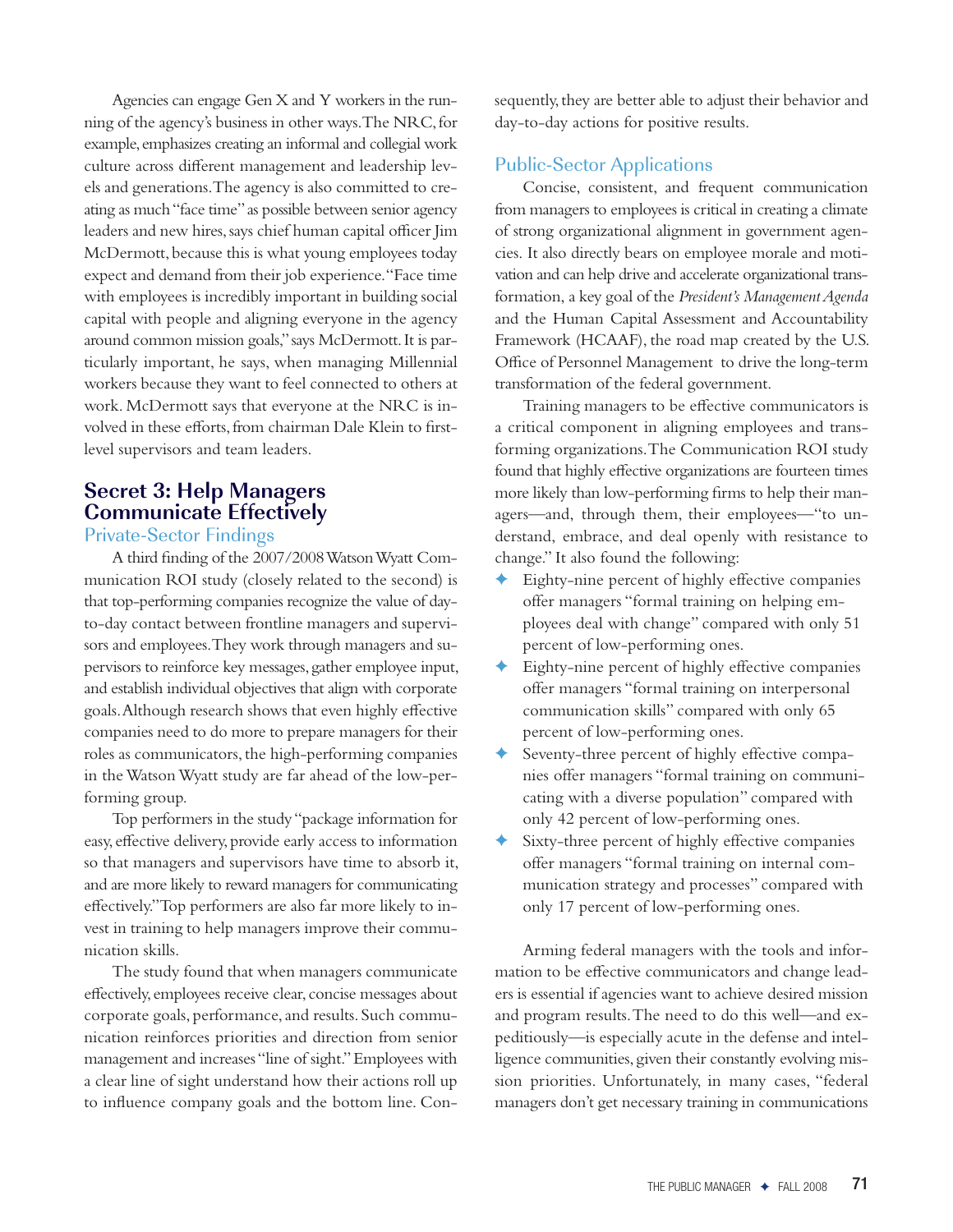Agencies can engage Gen X and Y workers in the running of the agency's business in other ways. The NRC, for example, emphasizes creating an informal and collegial work culture across different management and leadership levels and generations. The agency is also committed to creating as much "face time" as possible between senior agency leaders and new hires, says chief human capital officer Jim McDermott, because this is what young employees today expect and demand from their job experience. "Face time with employees is incredibly important in building social capital with people and aligning everyone in the agency around common mission goals," says McDermott. It is particularly important, he says, when managing Millennial workers because they want to feel connected to others at work. McDermott says that everyone at the NRC is involved in these efforts, from chairman Dale Klein to first-level supervisors and team leaders.

## Secret 3: Help Managers Communicate Effectively

### Private-Sector Findings

A third finding of the 2007/2008 Watson Wyatt Communication ROI study (closely related to the second) is that top-performing companies recognize the value of day-to-day contact between frontline managers and supervisors and employees. They work through managers and supervisors to reinforce key messages, gather employee input, and establish individual objectives that align with corporate goals. Although research shows that even highly effective companies need to do more to prepare managers for their roles as communicators, the high-performing companies in the Watson Wyatt study are far ahead of the low-performing group.

Top performers in the study "package information for easy, effective delivery, provide early access to information so that managers and supervisors have time to absorb it, and are more likely to reward managers for communicating effectively." Top performers are also far more likely to invest in training to help managers improve their communication skills.

The study found that when managers communicate effectively, employees receive clear, concise messages about corporate goals, performance, and results. Such communication reinforces priorities and direction from senior management and increases "line of sight." Employees with a clear line of sight understand how their actions roll up to influence company goals and the bottom line. Consequently, they are better able to adjust their behavior and day-to-day actions for positive results.

### Public-Sector Applications

Concise, consistent, and frequent communication from managers to employees is critical in creating a climate of strong organizational alignment in government agencies. It also directly bears on employee morale and motivation and can help drive and accelerate organizational transformation, a key goal of the *President's Management Agenda* and the Human Capital Assessment and Accountability Framework (HCAAF), the road map created by the U.S. Office of Personnel Management to drive the long-term transformation of the federal government.

Training managers to be effective communicators is a critical component in aligning employees and transforming organizations. The Communication ROI study found that highly effective organizations are fourteen times more likely than low-performing firms to help their managers—and, through them, their employees—"to understand, embrace, and deal openly with resistance to change." It also found the following:

- Eighty-nine percent of highly effective companies offer managers "formal training on helping employees deal with change" compared with only 51 percent of low-performing ones.
- Eighty-nine percent of highly effective companies offer managers "formal training on interpersonal communication skills" compared with only 65 percent of low-performing ones.
- Seventy-three percent of highly effective companies offer managers "formal training on communicating with a diverse population" compared with only 42 percent of low-performing ones.
- Sixty-three percent of highly effective companies offer managers "formal training on internal communication strategy and processes" compared with only 17 percent of low-performing ones.

Arming federal managers with the tools and information to be effective communicators and change leaders is essential if agencies want to achieve desired mission and program results. The need to do this well—and expeditiously—is especially acute in the defense and intelligence communities, given their constantly evolving mission priorities. Unfortunately, in many cases, "federal managers don't get necessary training in communications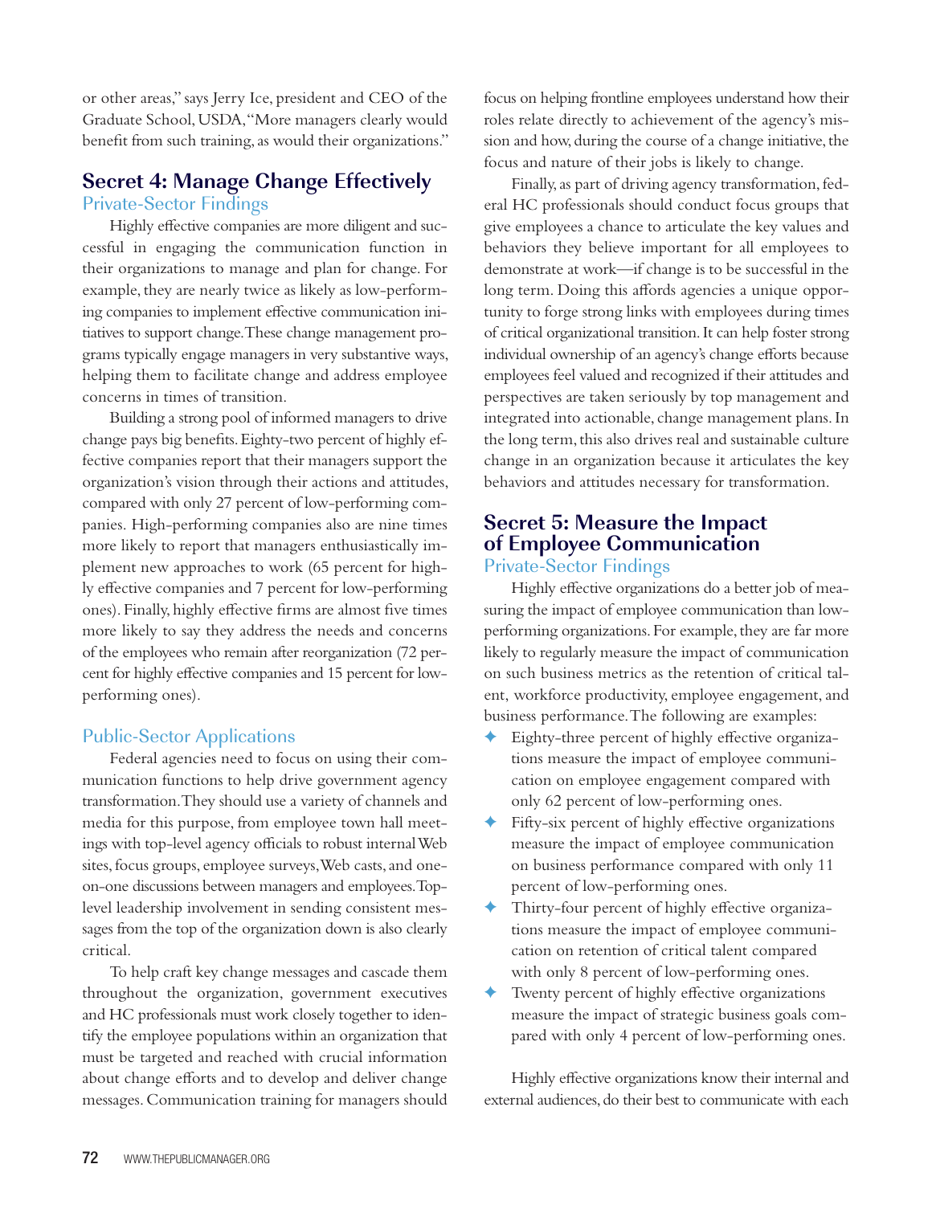or other areas," says Jerry Ice, president and CEO of the Graduate School, USDA, "More managers clearly would benefit from such training, as would their organizations."

## Secret 4: Manage Change Effectively

### Private-Sector Findings

Highly effective companies are more diligent and successful in engaging the communication function in their organizations to manage and plan for change. For example, they are nearly twice as likely as low-performing companies to implement effective communication initiatives to support change. These change management programs typically engage managers in very substantive ways, helping them to facilitate change and address employee concerns in times of transition.

Building a strong pool of informed managers to drive change pays big benefits. Eighty-two percent of highly effective companies report that their managers support the organization's vision through their actions and attitudes, compared with only 27 percent of low-performing companies. High-performing companies also are nine times more likely to report that managers enthusiastically implement new approaches to work (65 percent for highly effective companies and 7 percent for low-performing ones). Finally, highly effective firms are almost five times more likely to say they address the needs and concerns of the employees who remain after reorganization (72 percent for highly effective companies and 15 percent for low-performing ones).

### Public-Sector Applications

Federal agencies need to focus on using their communication functions to help drive government agency transformation. They should use a variety of channels and media for this purpose, from employee town hall meetings with top-level agency officials to robust internal Web sites, focus groups, employee surveys, Web casts, and one-on-one discussions between managers and employees. Top-level leadership involvement in sending consistent messages from the top of the organization down is also clearly critical.

To help craft key change messages and cascade them throughout the organization, government executives and HC professionals must work closely together to identify the employee populations within an organization that must be targeted and reached with crucial information about change efforts and to develop and deliver change messages. Communication training for managers should focus on helping frontline employees understand how their roles relate directly to achievement of the agency's mission and how, during the course of a change initiative, the focus and nature of their jobs is likely to change.

Finally, as part of driving agency transformation, federal HC professionals should conduct focus groups that give employees a chance to articulate the key values and behaviors they believe important for all employees to demonstrate at work—if change is to be successful in the long term. Doing this affords agencies a unique opportunity to forge strong links with employees during times of critical organizational transition. It can help foster strong individual ownership of an agency's change efforts because employees feel valued and recognized if their attitudes and perspectives are taken seriously by top management and integrated into actionable, change management plans. In the long term, this also drives real and sustainable culture change in an organization because it articulates the key behaviors and attitudes necessary for transformation.

## Secret 5: Measure the Impact of Employee Communication

### Private-Sector Findings

Highly effective organizations do a better job of measuring the impact of employee communication than low-performing organizations. For example, they are far more likely to regularly measure the impact of communication on such business metrics as the retention of critical talent, workforce productivity, employee engagement, and business performance. The following are examples:

- Eighty-three percent of highly effective organizations measure the impact of employee communication on employee engagement compared with only 62 percent of low-performing ones.
- Fifty-six percent of highly effective organizations measure the impact of employee communication on business performance compared with only 11 percent of low-performing ones.
- Thirty-four percent of highly effective organizations measure the impact of employee communication on retention of critical talent compared with only 8 percent of low-performing ones.
- Twenty percent of highly effective organizations measure the impact of strategic business goals compared with only 4 percent of low-performing ones.

Highly effective organizations know their internal and external audiences, do their best to communicate with each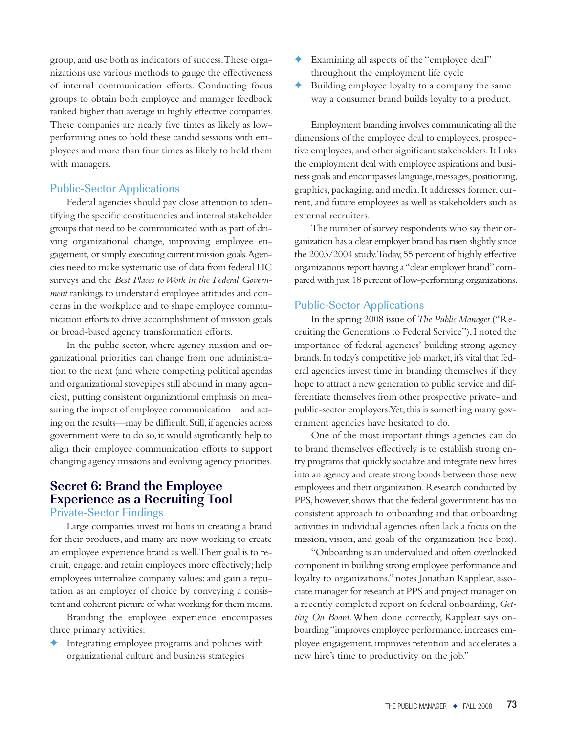group, and use both as indicators of success. These organizations use various methods to gauge the effectiveness of internal communication efforts. Conducting focus groups to obtain both employee and manager feedback ranked higher than average in highly effective companies. These companies are nearly five times as likely as low-performing ones to hold these candid sessions with employees and more than four times as likely to hold them with managers.

### Public-Sector Applications

Federal agencies should pay close attention to identifying the specific constituencies and internal stakeholder groups that need to be communicated with as part of driving organizational change, improving employee engagement, or simply executing current mission goals. Agencies need to make systematic use of data from federal HC surveys and the *Best Places to Work in the Federal Government* rankings to understand employee attitudes and concerns in the workplace and to shape employee communication efforts to drive accomplishment of mission goals or broad-based agency transformation efforts.

In the public sector, where agency mission and organizational priorities can change from one administration to the next (and where competing political agendas and organizational stovepipes still abound in many agencies), putting consistent organizational emphasis on measuring the impact of employee communication—and acting on the results—may be difficult. Still, if agencies across government were to do so, it would significantly help to align their employee communication efforts to support changing agency missions and evolving agency priorities.

## Secret 6: Brand the Employee Experience as a Recruiting Tool

### Private-Sector Findings

Large companies invest millions in creating a brand for their products, and many are now working to create an employee experience brand as well. Their goal is to recruit, engage, and retain employees more effectively; help employees internalize company values; and gain a reputation as an employer of choice by conveying a consistent and coherent picture of what working for them means.

Branding the employee experience encompasses three primary activities:

- Integrating employee programs and policies with organizational culture and business strategies
- Examining all aspects of the "employee deal" throughout the employment life cycle
- Building employee loyalty to a company the same way a consumer brand builds loyalty to a product.

Employment branding involves communicating all the dimensions of the employee deal to employees, prospective employees, and other significant stakeholders. It links the employment deal with employee aspirations and business goals and encompasses language, messages, positioning, graphics, packaging, and media. It addresses former, current, and future employees as well as stakeholders such as external recruiters.

The number of survey respondents who say their organization has a clear employer brand has risen slightly since the 2003/2004 study. Today, 55 percent of highly effective organizations report having a "clear employer brand" compared with just 18 percent of low-performing organizations.

### Public-Sector Applications

In the spring 2008 issue of *The Public Manager* ("Recruiting the Generations to Federal Service"), I noted the importance of federal agencies' building strong agency brands. In today's competitive job market, it's vital that federal agencies invest time in branding themselves if they hope to attract a new generation to public service and differentiate themselves from other prospective private- and public-sector employers. Yet, this is something many government agencies have hesitated to do.

One of the most important things agencies can do to brand themselves effectively is to establish strong entry programs that quickly socialize and integrate new hires into an agency and create strong bonds between those new employees and their organization. Research conducted by PPS, however, shows that the federal government has no consistent approach to onboarding and that onboarding activities in individual agencies often lack a focus on the mission, vision, and goals of the organization (see box).

"Onboarding is an undervalued and often overlooked component in building strong employee performance and loyalty to organizations," notes Jonathan Kapplear, associate manager for research at PPS and project manager on a recently completed report on federal onboarding, *Getting On Board*. When done correctly, Kapplear says onboarding "improves employee performance, increases employee engagement, improves retention and accelerates a new hire's time to productivity on the job."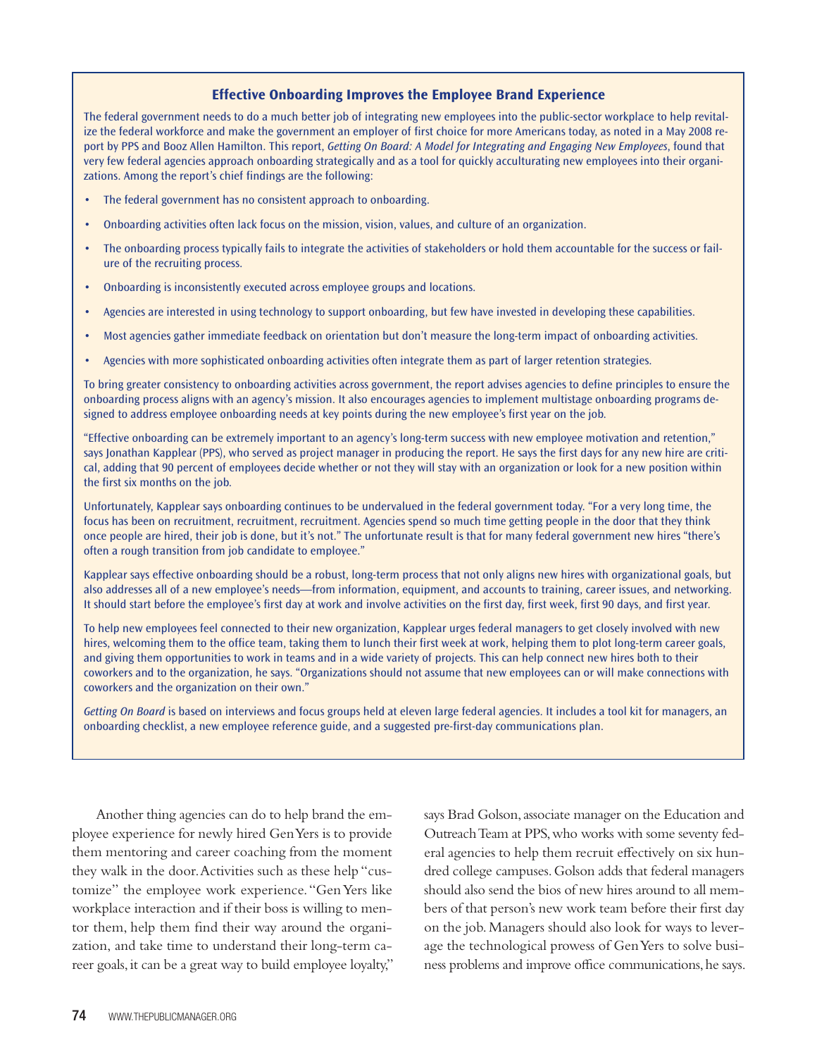### Effective Onboarding Improves the Employee Brand Experience

The federal government needs to do a much better job of integrating new employees into the public-sector workplace to help revitalize the federal workforce and make the government an employer of first choice for more Americans today, as noted in a May 2008 report by PPS and Booz Allen Hamilton. This report, *Getting On Board: A Model for Integrating and Engaging New Employees*, found that very few federal agencies approach onboarding strategically and as a tool for quickly acculturating new employees into their organizations. Among the report's chief findings are the following:

- The federal government has no consistent approach to onboarding.
- Onboarding activities often lack focus on the mission, vision, values, and culture of an organization.
- The onboarding process typically fails to integrate the activities of stakeholders or hold them accountable for the success or failure of the recruiting process.
- Onboarding is inconsistently executed across employee groups and locations.
- Agencies are interested in using technology to support onboarding, but few have invested in developing these capabilities.
- Most agencies gather immediate feedback on orientation but don't measure the long-term impact of onboarding activities.
- Agencies with more sophisticated onboarding activities often integrate them as part of larger retention strategies.

To bring greater consistency to onboarding activities across government, the report advises agencies to define principles to ensure the onboarding process aligns with an agency's mission. It also encourages agencies to implement multistage onboarding programs designed to address employee onboarding needs at key points during the new employee's first year on the job.

"Effective onboarding can be extremely important to an agency's long-term success with new employee motivation and retention," says Jonathan Kapplear (PPS), who served as project manager in producing the report. He says the first days for any new hire are critical, adding that 90 percent of employees decide whether or not they will stay with an organization or look for a new position within the first six months on the job.

Unfortunately, Kapplear says onboarding continues to be undervalued in the federal government today. "For a very long time, the focus has been on recruitment, recruitment, recruitment. Agencies spend so much time getting people in the door that they think once people are hired, their job is done, but it's not." The unfortunate result is that for many federal government new hires "there's often a rough transition from job candidate to employee."

Kapplear says effective onboarding should be a robust, long-term process that not only aligns new hires with organizational goals, but also addresses all of a new employee's needs—from information, equipment, and accounts to training, career issues, and networking. It should start before the employee's first day at work and involve activities on the first day, first week, first 90 days, and first year.

To help new employees feel connected to their new organization, Kapplear urges federal managers to get closely involved with new hires, welcoming them to the office team, taking them to lunch their first week at work, helping them to plot long-term career goals, and giving them opportunities to work in teams and in a wide variety of projects. This can help connect new hires both to their coworkers and to the organization, he says. "Organizations should not assume that new employees can or will make connections with coworkers and the organization on their own."

*Getting On Board* is based on interviews and focus groups held at eleven large federal agencies. It includes a tool kit for managers, an onboarding checklist, a new employee reference guide, and a suggested pre-first-day communications plan.

---

Another thing agencies can do to help brand the employee experience for newly hired Gen Yers is to provide them mentoring and career coaching from the moment they walk in the door. Activities such as these help "customize" the employee work experience. "Gen Yers like workplace interaction and if their boss is willing to mentor them, help them find their way around the organization, and take time to understand their long-term career goals, it can be a great way to build employee loyalty," says Brad Golson, associate manager on the Education and Outreach Team at PPS, who works with some seventy federal agencies to help them recruit effectively on six hundred college campuses. Golson adds that federal managers should also send the bios of new hires around to all members of that person's new work team before their first day on the job. Managers should also look for ways to leverage the technological prowess of Gen Yers to solve business problems and improve office communications, he says.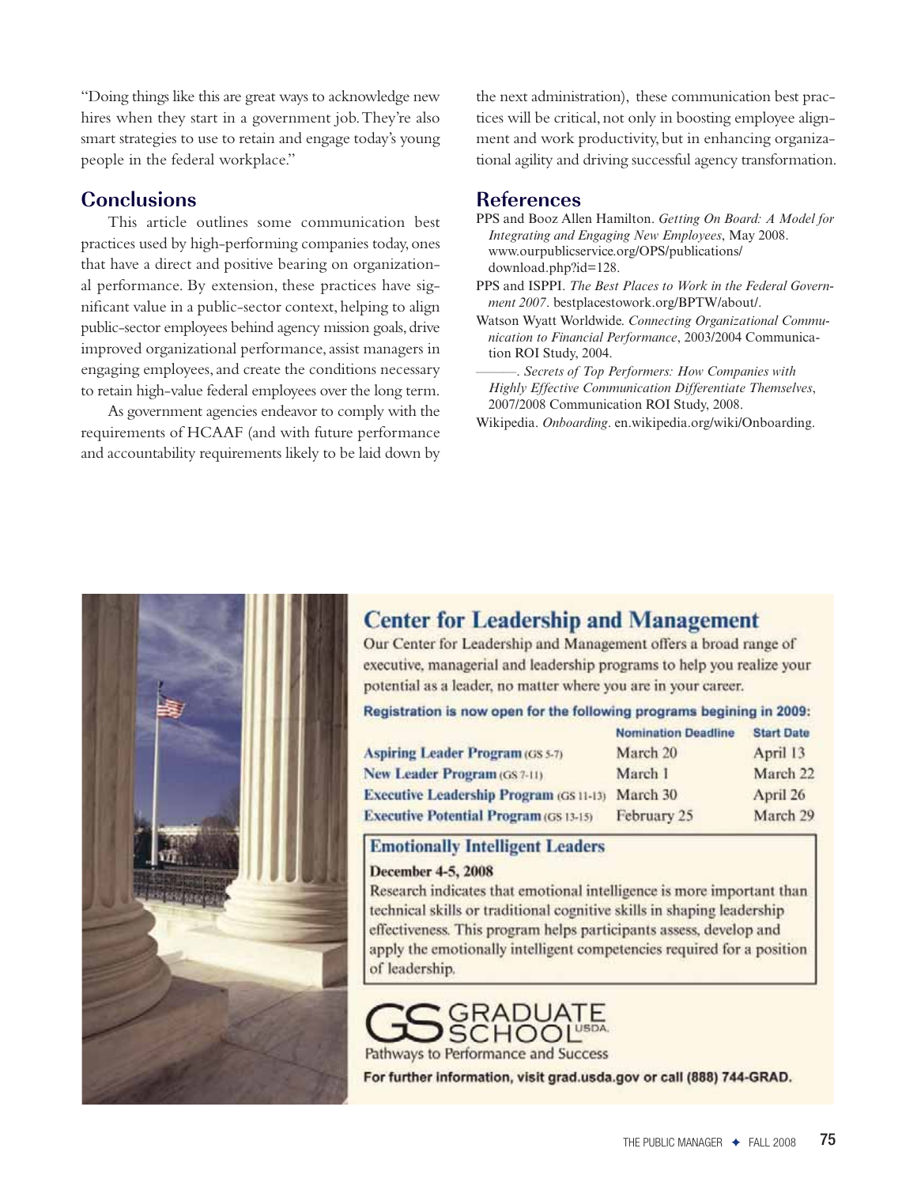"Doing things like this are great ways to acknowledge new hires when they start in a government job. They're also smart strategies to use to retain and engage today's young people in the federal workplace."

## Conclusions

This article outlines some communication best practices used by high-performing companies today, ones that have a direct and positive bearing on organizational performance. By extension, these practices have significant value in a public-sector context, helping to align public-sector employees behind agency mission goals, drive improved organizational performance, assist managers in engaging employees, and create the conditions necessary to retain high-value federal employees over the long term.

As government agencies endeavor to comply with the requirements of HCAAF (and with future performance and accountability requirements likely to be laid down by the next administration), these communication best practices will be critical, not only in boosting employee alignment and work productivity, but in enhancing organizational agility and driving successful agency transformation.

## References

PPS and Booz Allen Hamilton. *Getting On Board: A Model for Integrating and Engaging New Employees*, May 2008. www.ourpublicservice.org/OPS/publications/download.php?id=128.

PPS and ISPPI. *The Best Places to Work in the Federal Government 2007*. bestplacestowork.org/BPTW/about/.

Watson Wyatt Worldwide. *Connecting Organizational Communication to Financial Performance*, 2003/2004 Communication ROI Study, 2004.

———. *Secrets of Top Performers: How Companies with Highly Effective Communication Differentiate Themselves*, 2007/2008 Communication ROI Study, 2008.

Wikipedia. *Onboarding*. en.wikipedia.org/wiki/Onboarding.

## Center for Leadership and Management

Our Center for Leadership and Management offers a broad range of executive, managerial and leadership programs to help you realize your potential as a leader, no matter where you are in your career.

**Registration is now open for the following programs begining in 2009:**

| | Nomination Deadline | Start Date |
|---|---|---|
| **Aspiring Leader Program** (GS 5-7) | March 20 | April 13 |
| **New Leader Program** (GS 7-11) | March 1 | March 22 |
| **Executive Leadership Program** (GS 11-13) | March 30 | April 26 |
| **Executive Potential Program** (GS 13-15) | February 25 | March 29 |

### Emotionally Intelligent Leaders

**December 4-5, 2008**

Research indicates that emotional intelligence is more important than technical skills or traditional cognitive skills in shaping leadership effectiveness. This program helps participants assess, develop and apply the emotionally intelligent competencies required for a position of leadership.

GS GRADUATE SCHOOL USDA

Pathways to Performance and Success

**For further information, visit grad.usda.gov or call (888) 744-GRAD.**